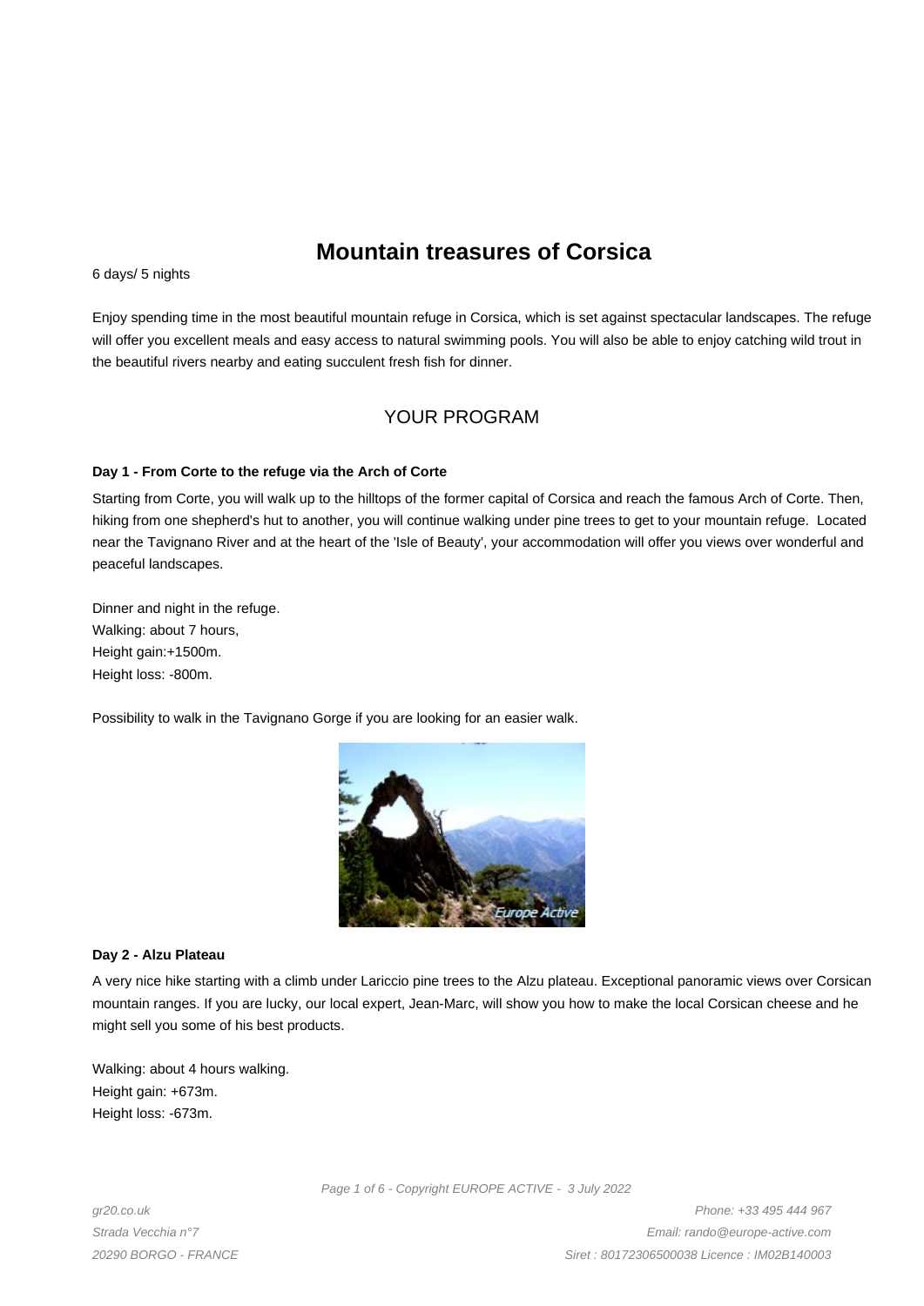# Mountain treasures of Corsica

6 days/ 5 nights

Enjoy spending time in the most beautiful mountain refuge in Corsica, which is set against spectacular landscapes. The refuge will offer you excellent meals and easy access to natural swimming pools. You will also be able to enjoy catching wild trout in the beautiful rivers nearby and eating succulent fresh fish for dinner.

## YOUR PROGRAM

**Day 1 - From Corte to the refuge via the Arch of Corte**

Starting from Corte, you will walk up to the hilltops of the former capital of Corsica and reach the famous Arch of Corte. Then, hiking from one shepherd's hut to another, you will continue walking under pine trees to get to your mountain refuge. Located near the Tavignano River and at the heart of the 'Isle of Beauty', your accommodation will offer you views over wonderful and peaceful landscapes.

Dinner and night in the refuge.
Walking: about 7 hours,
Height gain:+1500m.
Height loss: -800m.

Possibility to walk in the Tavignano Gorge if you are looking for an easier walk.

**Day 2 - Alzu Plateau**

A very nice hike starting with a climb under Lariccio pine trees to the Alzu plateau. Exceptional panoramic views over Corsican mountain ranges. If you are lucky, our local expert, Jean-Marc, will show you how to make the local Corsican cheese and he might sell you some of his best products.

Walking: about 4 hours walking.
Height gain: +673m.
Height loss: -673m.

gr20.co.uk
Strada Vecchia n°7
20290 BORGO - FRANCE

Phone: +33 495 444 967
Email: rando@europe-active.com
Siret : 80172306500038 Licence : IM02B140003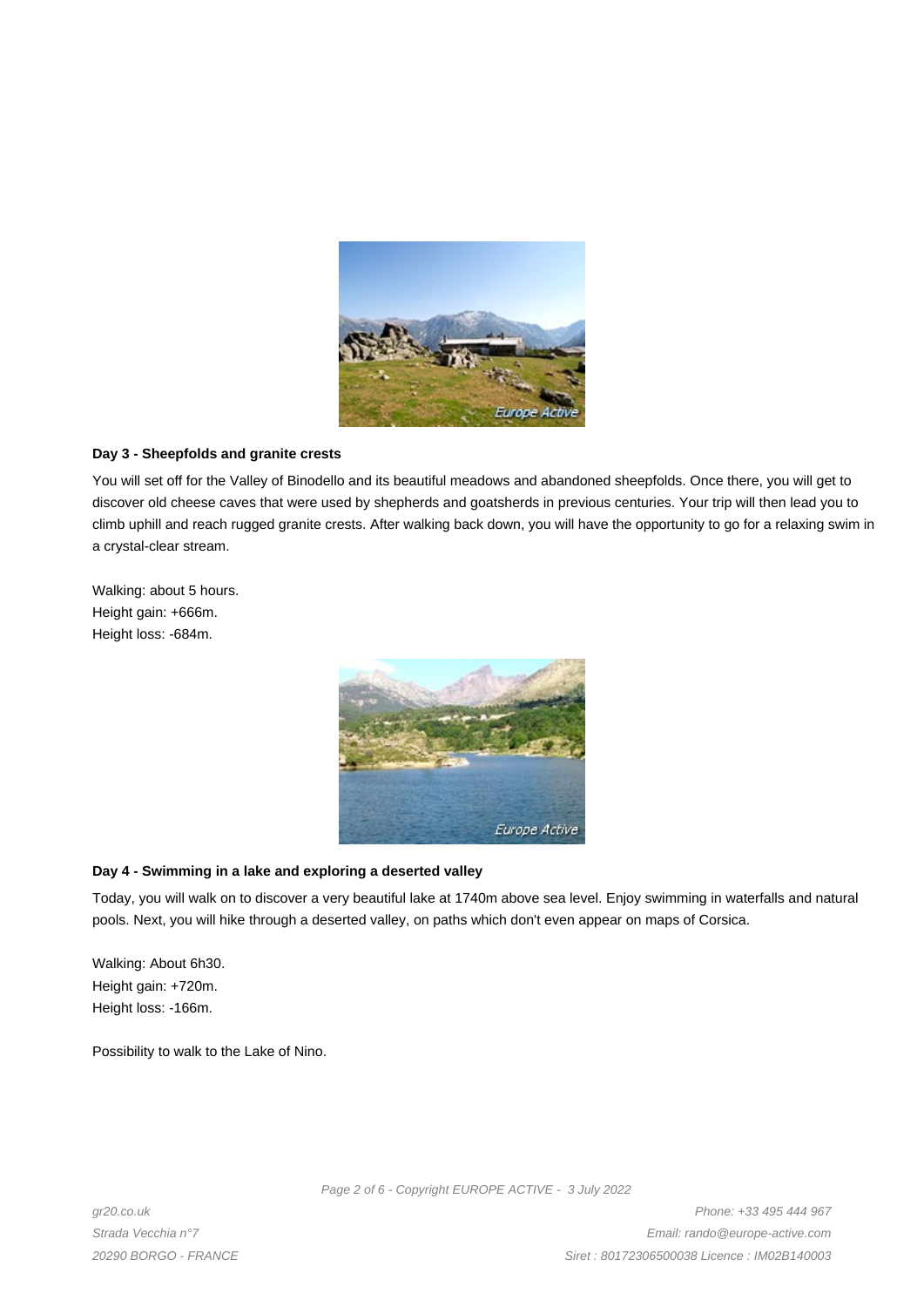### Day 3 - Sheepfolds and granite crests

You will set off for the Valley of Binodello and its beautiful meadows and abandoned sheepfolds. Once there, you will get to discover old cheese caves that were used by shepherds and goatsherds in previous centuries. Your trip will then lead you to climb uphill and reach rugged granite crests. After walking back down, you will have the opportunity to go for a relaxing swim in a crystal-clear stream.

Walking: about 5 hours.
Height gain: +666m.
Height loss: -684m.

### Day 4 - Swimming in a lake and exploring a deserted valley

Today, you will walk on to discover a very beautiful lake at 1740m above sea level. Enjoy swimming in waterfalls and natural pools. Next, you will hike through a deserted valley, on paths which don't even appear on maps of Corsica.

Walking: About 6h30.
Height gain: +720m.
Height loss: -166m.

Possibility to walk to the Lake of Nino.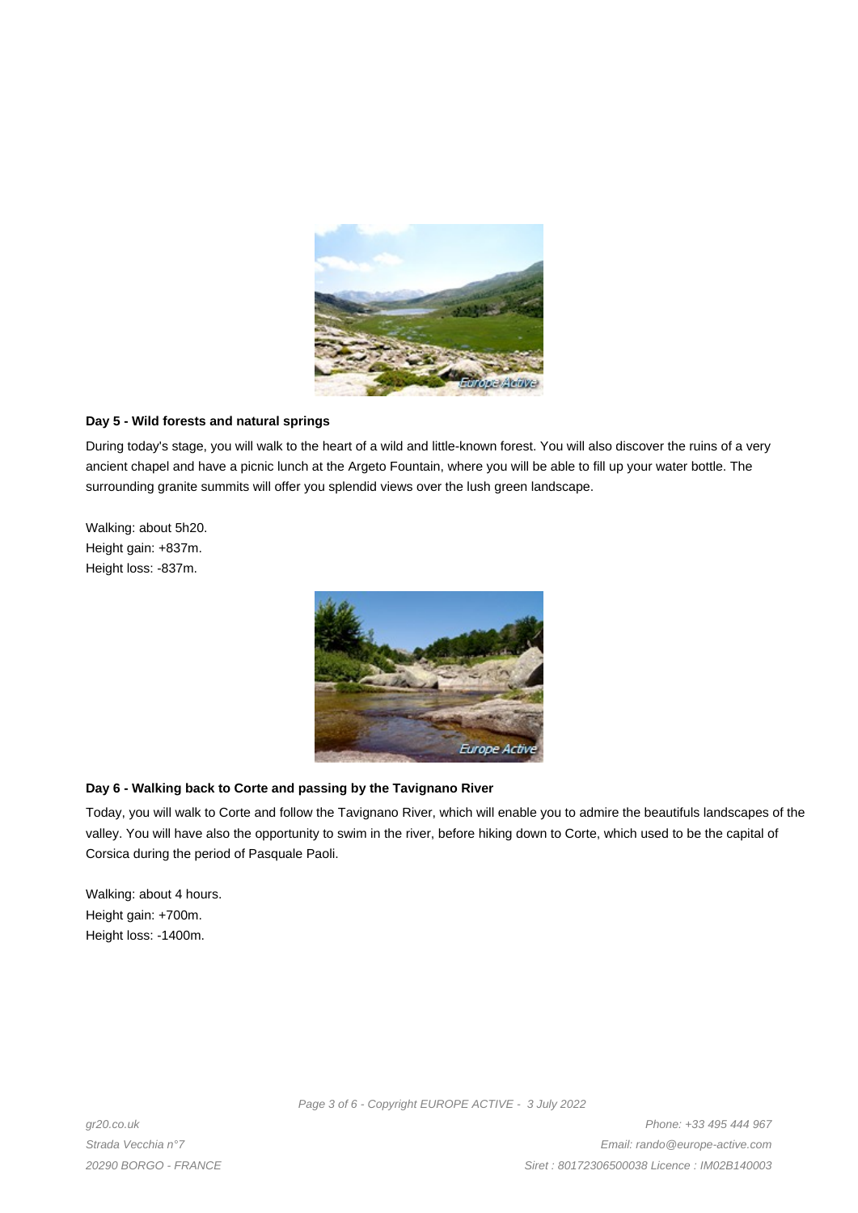**Day 5 - Wild forests and natural springs**

During today's stage, you will walk to the heart of a wild and little-known forest. You will also discover the ruins of a very ancient chapel and have a picnic lunch at the Argeto Fountain, where you will be able to fill up your water bottle. The surrounding granite summits will offer you splendid views over the lush green landscape.

Walking: about 5h20.
Height gain: +837m.
Height loss: -837m.

**Day 6 - Walking back to Corte and passing by the Tavignano River**

Today, you will walk to Corte and follow the Tavignano River, which will enable you to admire the beautifuls landscapes of the valley. You will have also the opportunity to swim in the river, before hiking down to Corte, which used to be the capital of Corsica during the period of Pasquale Paoli.

Walking: about 4 hours.
Height gain: +700m.
Height loss: -1400m.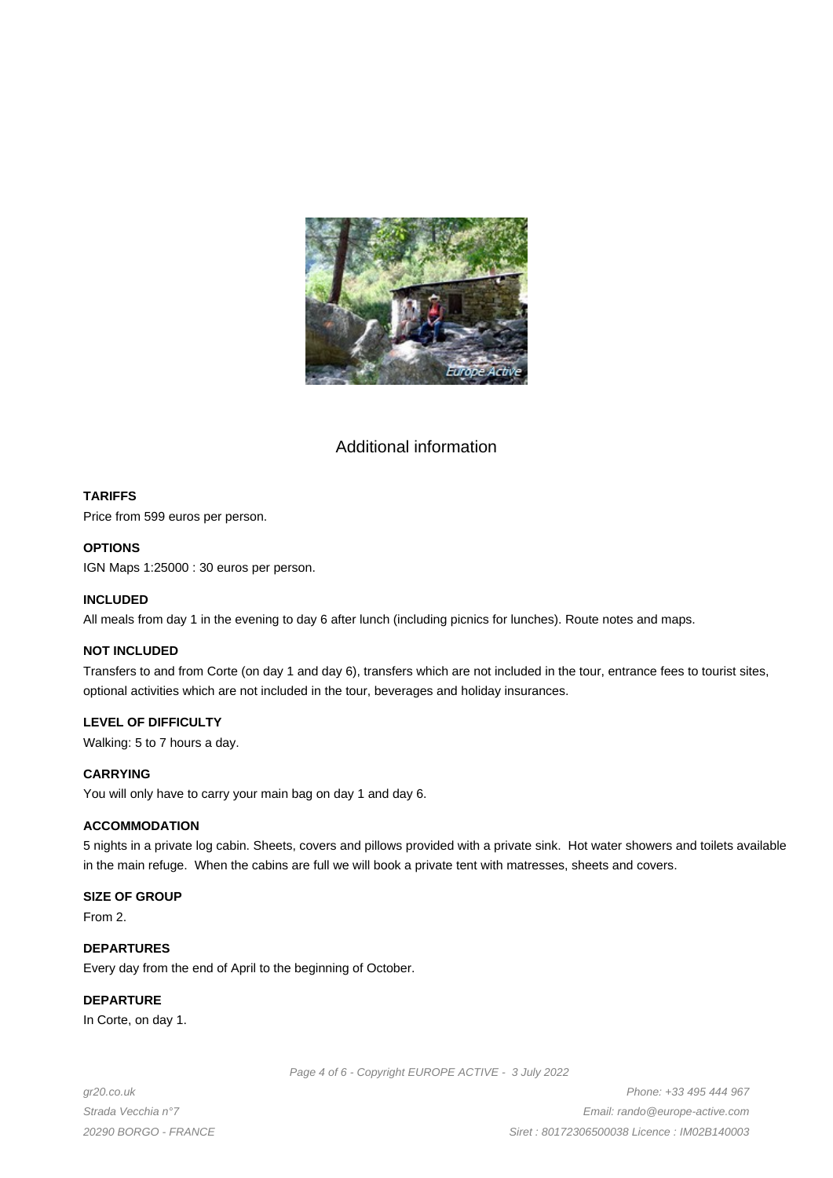## Additional information

**TARIFFS**

Price from 599 euros per person.

**OPTIONS**

IGN Maps 1:25000 : 30 euros per person.

**INCLUDED**

All meals from day 1 in the evening to day 6 after lunch (including picnics for lunches). Route notes and maps.

**NOT INCLUDED**

Transfers to and from Corte (on day 1 and day 6), transfers which are not included in the tour, entrance fees to tourist sites, optional activities which are not included in the tour, beverages and holiday insurances.

**LEVEL OF DIFFICULTY**

Walking: 5 to 7 hours a day.

**CARRYING**

You will only have to carry your main bag on day 1 and day 6.

**ACCOMMODATION**

5 nights in a private log cabin. Sheets, covers and pillows provided with a private sink. Hot water showers and toilets available in the main refuge. When the cabins are full we will book a private tent with matresses, sheets and covers.

**SIZE OF GROUP**

From 2.

**DEPARTURES**

Every day from the end of April to the beginning of October.

**DEPARTURE**

In Corte, on day 1.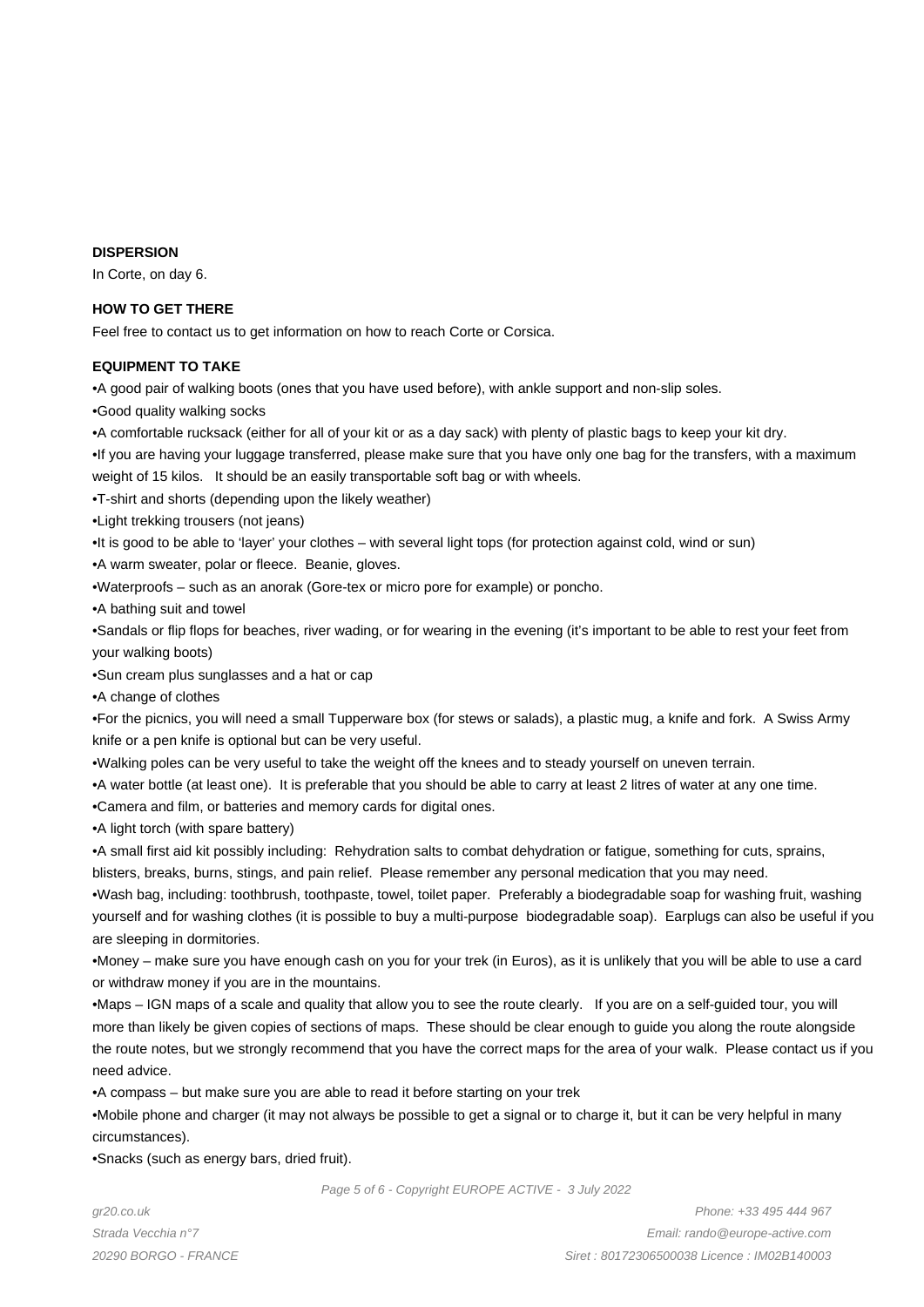**DISPERSION**

In Corte, on day 6.

**HOW TO GET THERE**

Feel free to contact us to get information on how to reach Corte or Corsica.

**EQUIPMENT TO TAKE**

- A good pair of walking boots (ones that you have used before), with ankle support and non-slip soles.
- Good quality walking socks
- A comfortable rucksack (either for all of your kit or as a day sack) with plenty of plastic bags to keep your kit dry.
- If you are having your luggage transferred, please make sure that you have only one bag for the transfers, with a maximum weight of 15 kilos. It should be an easily transportable soft bag or with wheels.
- T-shirt and shorts (depending upon the likely weather)
- Light trekking trousers (not jeans)
- It is good to be able to 'layer' your clothes – with several light tops (for protection against cold, wind or sun)
- A warm sweater, polar or fleece. Beanie, gloves.
- Waterproofs – such as an anorak (Gore-tex or micro pore for example) or poncho.
- A bathing suit and towel
- Sandals or flip flops for beaches, river wading, or for wearing in the evening (it's important to be able to rest your feet from your walking boots)
- Sun cream plus sunglasses and a hat or cap
- A change of clothes
- For the picnics, you will need a small Tupperware box (for stews or salads), a plastic mug, a knife and fork. A Swiss Army knife or a pen knife is optional but can be very useful.
- Walking poles can be very useful to take the weight off the knees and to steady yourself on uneven terrain.
- A water bottle (at least one). It is preferable that you should be able to carry at least 2 litres of water at any one time.
- Camera and film, or batteries and memory cards for digital ones.
- A light torch (with spare battery)
- A small first aid kit possibly including: Rehydration salts to combat dehydration or fatigue, something for cuts, sprains, blisters, breaks, burns, stings, and pain relief. Please remember any personal medication that you may need.
- Wash bag, including: toothbrush, toothpaste, towel, toilet paper. Preferably a biodegradable soap for washing fruit, washing yourself and for washing clothes (it is possible to buy a multi-purpose biodegradable soap). Earplugs can also be useful if you are sleeping in dormitories.
- Money – make sure you have enough cash on you for your trek (in Euros), as it is unlikely that you will be able to use a card or withdraw money if you are in the mountains.
- Maps – IGN maps of a scale and quality that allow you to see the route clearly. If you are on a self-guided tour, you will more than likely be given copies of sections of maps. These should be clear enough to guide you along the route alongside the route notes, but we strongly recommend that you have the correct maps for the area of your walk. Please contact us if you need advice.
- A compass – but make sure you are able to read it before starting on your trek
- Mobile phone and charger (it may not always be possible to get a signal or to charge it, but it can be very helpful in many circumstances).
- Snacks (such as energy bars, dried fruit).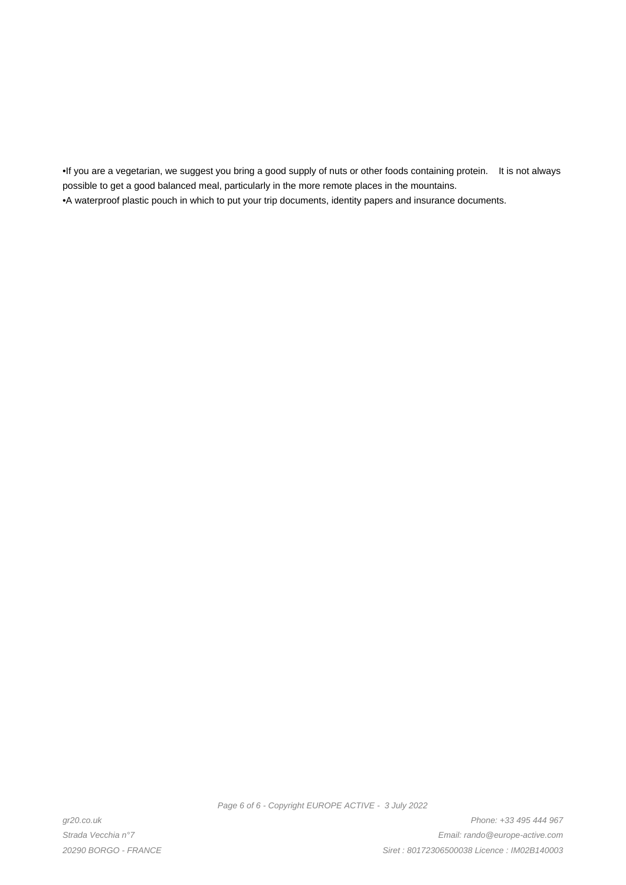- If you are a vegetarian, we suggest you bring a good supply of nuts or other foods containing protein. It is not always possible to get a good balanced meal, particularly in the more remote places in the mountains.
- A waterproof plastic pouch in which to put your trip documents, identity papers and insurance documents.